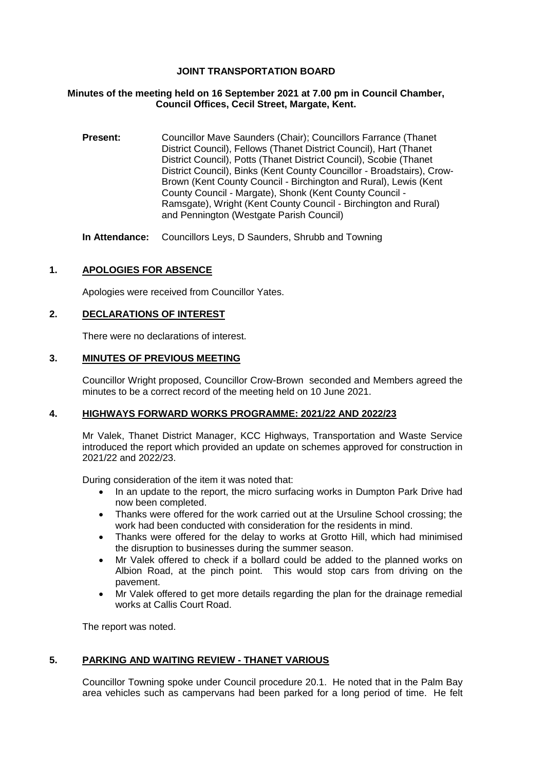# JOINT TRANSPORTATION BOARD

**Minutes of the meeting held on 16 September 2021 at 7.00 pm in Council Chamber, Council Offices, Cecil Street, Margate, Kent.**

**Present:** Councillor Mave Saunders (Chair); Councillors Farrance (Thanet District Council), Fellows (Thanet District Council), Hart (Thanet District Council), Potts (Thanet District Council), Scobie (Thanet District Council), Binks (Kent County Councillor - Broadstairs), Crow-Brown (Kent County Council - Birchington and Rural), Lewis (Kent County Council - Margate), Shonk (Kent County Council - Ramsgate), Wright (Kent County Council - Birchington and Rural) and Pennington (Westgate Parish Council)

**In Attendance:** Councillors Leys, D Saunders, Shrubb and Towning

## 1. APOLOGIES FOR ABSENCE

Apologies were received from Councillor Yates.

## 2. DECLARATIONS OF INTEREST

There were no declarations of interest.

## 3. MINUTES OF PREVIOUS MEETING

Councillor Wright proposed, Councillor Crow-Brown seconded and Members agreed the minutes to be a correct record of the meeting held on 10 June 2021.

## 4. HIGHWAYS FORWARD WORKS PROGRAMME: 2021/22 AND 2022/23

Mr Valek, Thanet District Manager, KCC Highways, Transportation and Waste Service introduced the report which provided an update on schemes approved for construction in 2021/22 and 2022/23.

During consideration of the item it was noted that:

- In an update to the report, the micro surfacing works in Dumpton Park Drive had now been completed.
- Thanks were offered for the work carried out at the Ursuline School crossing; the work had been conducted with consideration for the residents in mind.
- Thanks were offered for the delay to works at Grotto Hill, which had minimised the disruption to businesses during the summer season.
- Mr Valek offered to check if a bollard could be added to the planned works on Albion Road, at the pinch point. This would stop cars from driving on the pavement.
- Mr Valek offered to get more details regarding the plan for the drainage remedial works at Callis Court Road.

The report was noted.

## 5. PARKING AND WAITING REVIEW - THANET VARIOUS

Councillor Towning spoke under Council procedure 20.1. He noted that in the Palm Bay area vehicles such as campervans had been parked for a long period of time. He felt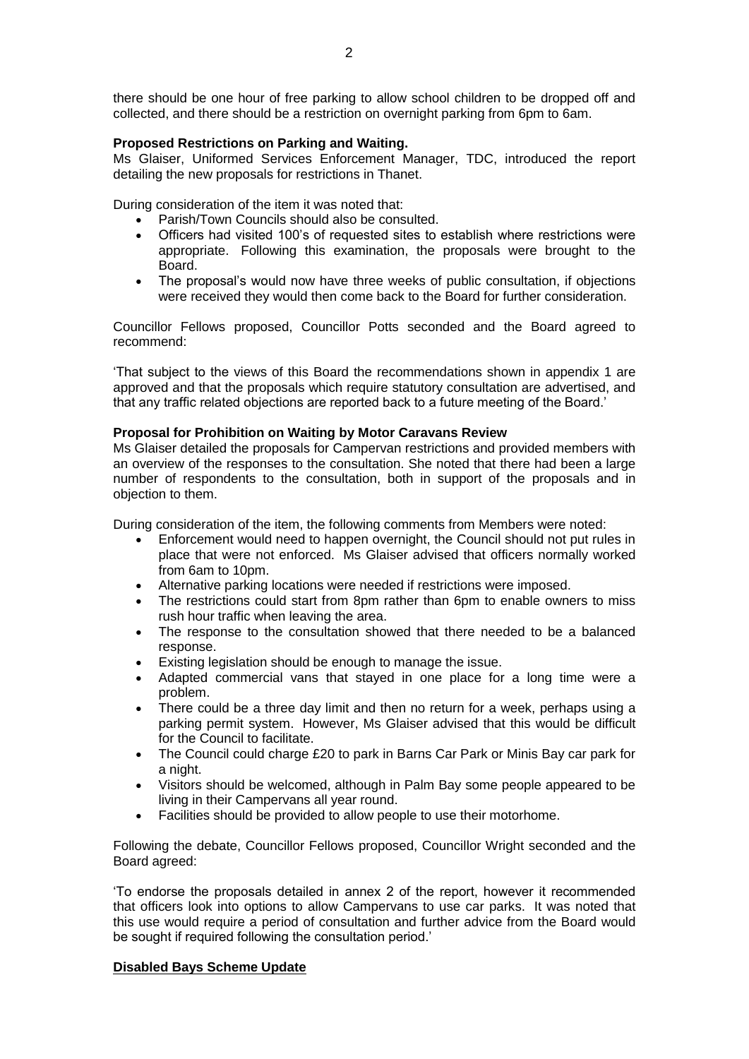there should be one hour of free parking to allow school children to be dropped off and collected, and there should be a restriction on overnight parking from 6pm to 6am.

**Proposed Restrictions on Parking and Waiting.**

Ms Glaiser, Uniformed Services Enforcement Manager, TDC, introduced the report detailing the new proposals for restrictions in Thanet.

During consideration of the item it was noted that:

- Parish/Town Councils should also be consulted.
- Officers had visited 100's of requested sites to establish where restrictions were appropriate. Following this examination, the proposals were brought to the Board.
- The proposal's would now have three weeks of public consultation, if objections were received they would then come back to the Board for further consideration.

Councillor Fellows proposed, Councillor Potts seconded and the Board agreed to recommend:

'That subject to the views of this Board the recommendations shown in appendix 1 are approved and that the proposals which require statutory consultation are advertised, and that any traffic related objections are reported back to a future meeting of the Board.'

**Proposal for Prohibition on Waiting by Motor Caravans Review**

Ms Glaiser detailed the proposals for Campervan restrictions and provided members with an overview of the responses to the consultation. She noted that there had been a large number of respondents to the consultation, both in support of the proposals and in objection to them.

During consideration of the item, the following comments from Members were noted:

- Enforcement would need to happen overnight, the Council should not put rules in place that were not enforced. Ms Glaiser advised that officers normally worked from 6am to 10pm.
- Alternative parking locations were needed if restrictions were imposed.
- The restrictions could start from 8pm rather than 6pm to enable owners to miss rush hour traffic when leaving the area.
- The response to the consultation showed that there needed to be a balanced response.
- Existing legislation should be enough to manage the issue.
- Adapted commercial vans that stayed in one place for a long time were a problem.
- There could be a three day limit and then no return for a week, perhaps using a parking permit system. However, Ms Glaiser advised that this would be difficult for the Council to facilitate.
- The Council could charge £20 to park in Barns Car Park or Minis Bay car park for a night.
- Visitors should be welcomed, although in Palm Bay some people appeared to be living in their Campervans all year round.
- Facilities should be provided to allow people to use their motorhome.

Following the debate, Councillor Fellows proposed, Councillor Wright seconded and the Board agreed:

'To endorse the proposals detailed in annex 2 of the report, however it recommended that officers look into options to allow Campervans to use car parks. It was noted that this use would require a period of consultation and further advice from the Board would be sought if required following the consultation period.'

**Disabled Bays Scheme Update**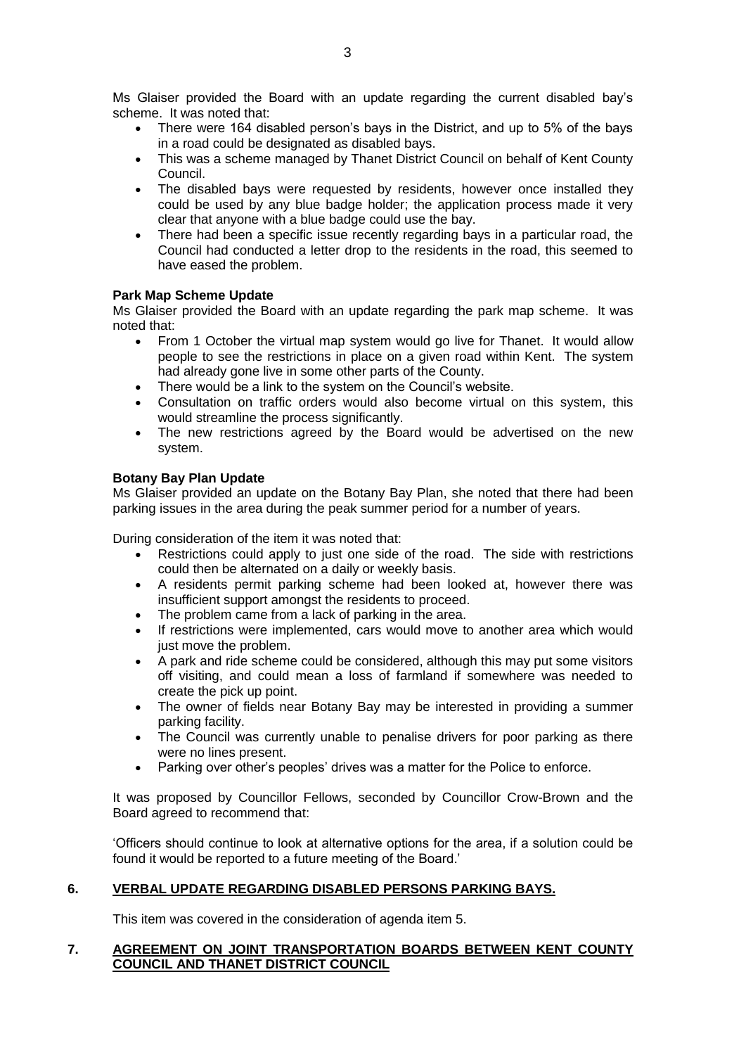Ms Glaiser provided the Board with an update regarding the current disabled bay's scheme. It was noted that:

- There were 164 disabled person's bays in the District, and up to 5% of the bays in a road could be designated as disabled bays.
- This was a scheme managed by Thanet District Council on behalf of Kent County Council.
- The disabled bays were requested by residents, however once installed they could be used by any blue badge holder; the application process made it very clear that anyone with a blue badge could use the bay.
- There had been a specific issue recently regarding bays in a particular road, the Council had conducted a letter drop to the residents in the road, this seemed to have eased the problem.

**Park Map Scheme Update**

Ms Glaiser provided the Board with an update regarding the park map scheme. It was noted that:

- From 1 October the virtual map system would go live for Thanet. It would allow people to see the restrictions in place on a given road within Kent. The system had already gone live in some other parts of the County.
- There would be a link to the system on the Council's website.
- Consultation on traffic orders would also become virtual on this system, this would streamline the process significantly.
- The new restrictions agreed by the Board would be advertised on the new system.

**Botany Bay Plan Update**

Ms Glaiser provided an update on the Botany Bay Plan, she noted that there had been parking issues in the area during the peak summer period for a number of years.

During consideration of the item it was noted that:

- Restrictions could apply to just one side of the road. The side with restrictions could then be alternated on a daily or weekly basis.
- A residents permit parking scheme had been looked at, however there was insufficient support amongst the residents to proceed.
- The problem came from a lack of parking in the area.
- If restrictions were implemented, cars would move to another area which would just move the problem.
- A park and ride scheme could be considered, although this may put some visitors off visiting, and could mean a loss of farmland if somewhere was needed to create the pick up point.
- The owner of fields near Botany Bay may be interested in providing a summer parking facility.
- The Council was currently unable to penalise drivers for poor parking as there were no lines present.
- Parking over other's peoples' drives was a matter for the Police to enforce.

It was proposed by Councillor Fellows, seconded by Councillor Crow-Brown and the Board agreed to recommend that:

'Officers should continue to look at alternative options for the area, if a solution could be found it would be reported to a future meeting of the Board.'

## 6. VERBAL UPDATE REGARDING DISABLED PERSONS PARKING BAYS.

This item was covered in the consideration of agenda item 5.

## 7. AGREEMENT ON JOINT TRANSPORTATION BOARDS BETWEEN KENT COUNTY COUNCIL AND THANET DISTRICT COUNCIL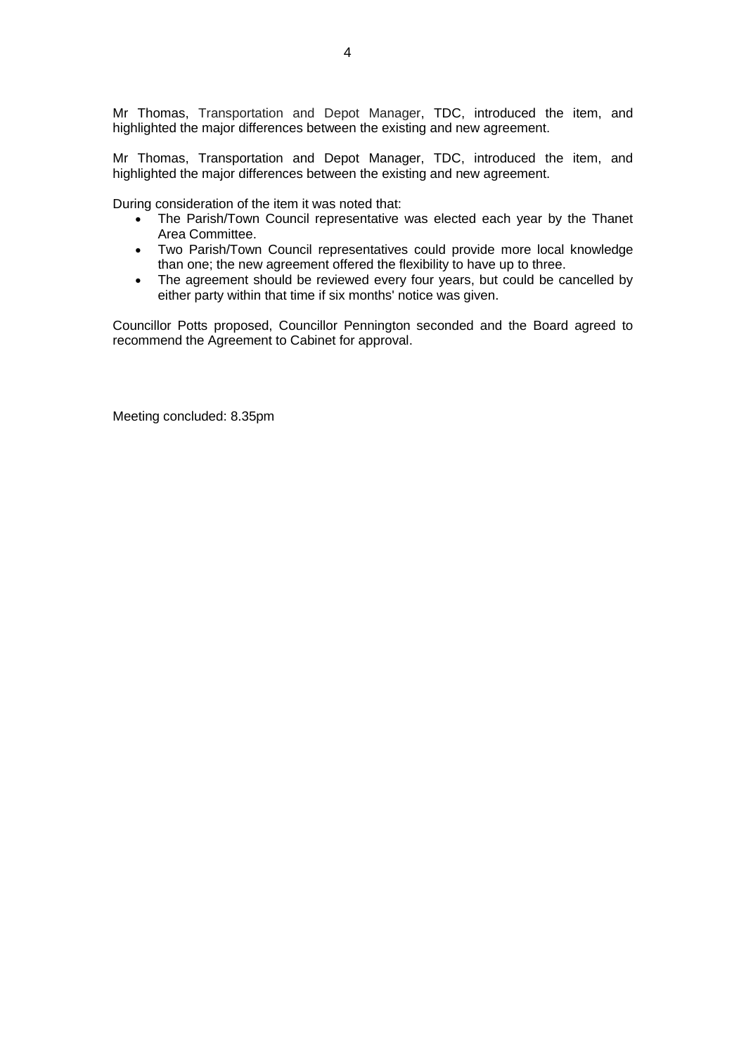Mr Thomas, Transportation and Depot Manager, TDC, introduced the item, and highlighted the major differences between the existing and new agreement.

Mr Thomas, Transportation and Depot Manager, TDC, introduced the item, and highlighted the major differences between the existing and new agreement.

During consideration of the item it was noted that:

- The Parish/Town Council representative was elected each year by the Thanet Area Committee.
- Two Parish/Town Council representatives could provide more local knowledge than one; the new agreement offered the flexibility to have up to three.
- The agreement should be reviewed every four years, but could be cancelled by either party within that time if six months' notice was given.

Councillor Potts proposed, Councillor Pennington seconded and the Board agreed to recommend the Agreement to Cabinet for approval.

Meeting concluded: 8.35pm